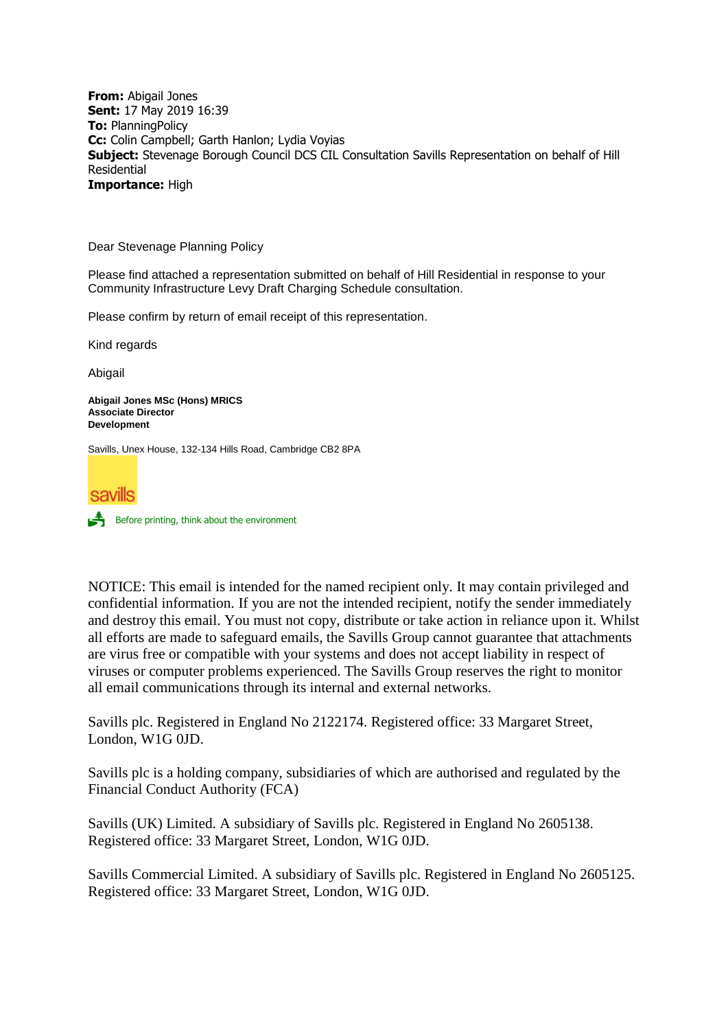**From:** Abigail Jones
**Sent:** 17 May 2019 16:39
**To:** PlanningPolicy
**Cc:** Colin Campbell; Garth Hanlon; Lydia Voyias
**Subject:** Stevenage Borough Council DCS CIL Consultation Savills Representation on behalf of Hill Residential
**Importance:** High

Dear Stevenage Planning Policy

Please find attached a representation submitted on behalf of Hill Residential in response to your Community Infrastructure Levy Draft Charging Schedule consultation.

Please confirm by return of email receipt of this representation.

Kind regards

Abigail

**Abigail Jones MSc (Hons) MRICS**
**Associate Director**
**Development**

Savills, Unex House, 132-134 Hills Road, Cambridge CB2 8PA

savills

Before printing, think about the environment

NOTICE: This email is intended for the named recipient only. It may contain privileged and confidential information. If you are not the intended recipient, notify the sender immediately and destroy this email. You must not copy, distribute or take action in reliance upon it. Whilst all efforts are made to safeguard emails, the Savills Group cannot guarantee that attachments are virus free or compatible with your systems and does not accept liability in respect of viruses or computer problems experienced. The Savills Group reserves the right to monitor all email communications through its internal and external networks.

Savills plc. Registered in England No 2122174. Registered office: 33 Margaret Street, London, W1G 0JD.

Savills plc is a holding company, subsidiaries of which are authorised and regulated by the Financial Conduct Authority (FCA)

Savills (UK) Limited. A subsidiary of Savills plc. Registered in England No 2605138. Registered office: 33 Margaret Street, London, W1G 0JD.

Savills Commercial Limited. A subsidiary of Savills plc. Registered in England No 2605125. Registered office: 33 Margaret Street, London, W1G 0JD.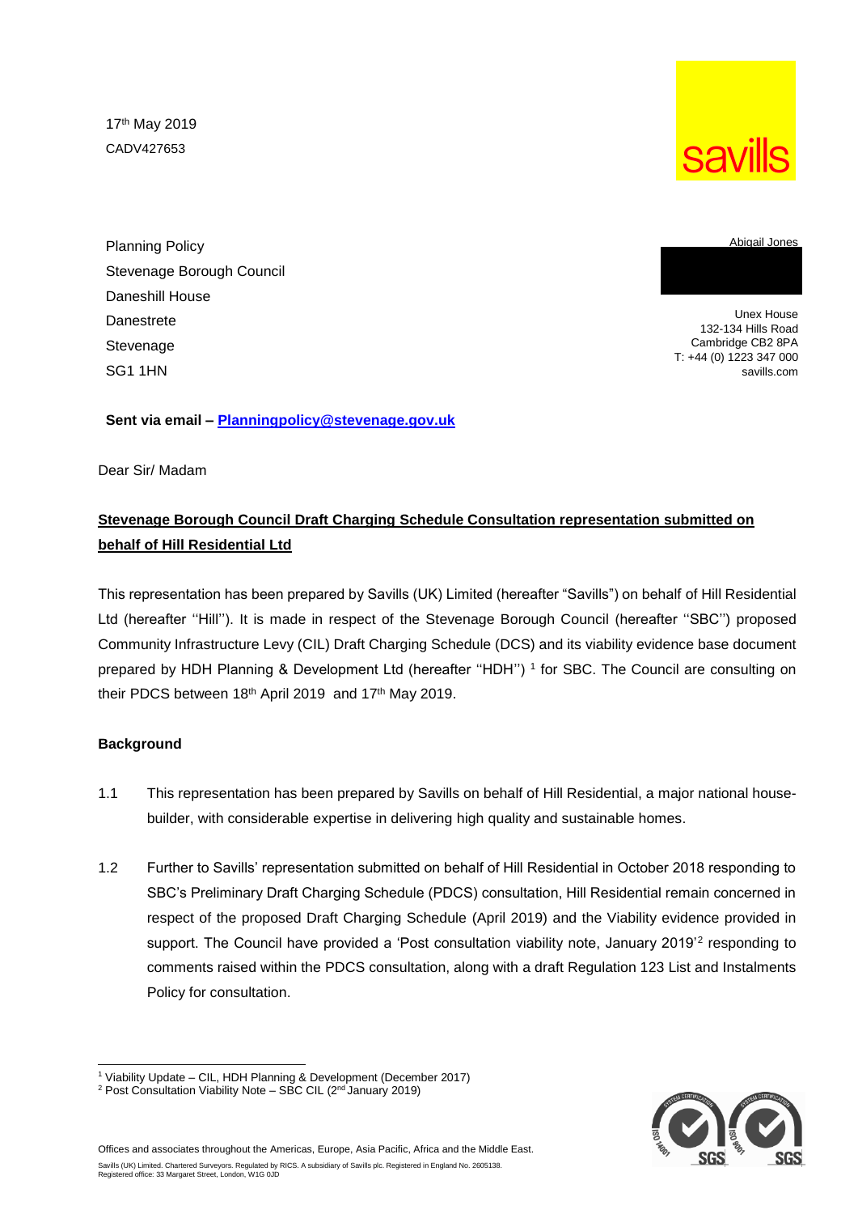17th May 2019
CADV427653

Planning Policy
Stevenage Borough Council
Daneshill House
Danestrete
Stevenage
SG1 1HN

Abigail Jones

Unex House
132-134 Hills Road
Cambridge CB2 8PA
T: +44 (0) 1223 347 000
savills.com

**Sent via email – Planningpolicy@stevenage.gov.uk**

Dear Sir/ Madam

**Stevenage Borough Council Draft Charging Schedule Consultation representation submitted on behalf of Hill Residential Ltd**

This representation has been prepared by Savills (UK) Limited (hereafter "Savills") on behalf of Hill Residential Ltd (hereafter "Hill"). It is made in respect of the Stevenage Borough Council (hereafter "SBC") proposed Community Infrastructure Levy (CIL) Draft Charging Schedule (DCS) and its viability evidence base document prepared by HDH Planning & Development Ltd (hereafter "HDH") [1] for SBC. The Council are consulting on their PDCS between 18th April 2019 and 17th May 2019.

**Background**

1.1 This representation has been prepared by Savills on behalf of Hill Residential, a major national house-builder, with considerable expertise in delivering high quality and sustainable homes.

1.2 Further to Savills' representation submitted on behalf of Hill Residential in October 2018 responding to SBC's Preliminary Draft Charging Schedule (PDCS) consultation, Hill Residential remain concerned in respect of the proposed Draft Charging Schedule (April 2019) and the Viability evidence provided in support. The Council have provided a 'Post consultation viability note, January 2019'[2] responding to comments raised within the PDCS consultation, along with a draft Regulation 123 List and Instalments Policy for consultation.

[1] Viability Update – CIL, HDH Planning & Development (December 2017)
[2] Post Consultation Viability Note – SBC CIL (2nd January 2019)

Offices and associates throughout the Americas, Europe, Asia Pacific, Africa and the Middle East.
Savills (UK) Limited. Chartered Surveyors. Regulated by RICS. A subsidiary of Savills plc. Registered in England No. 2605138. Registered office: 33 Margaret Street, London, W1G 0JD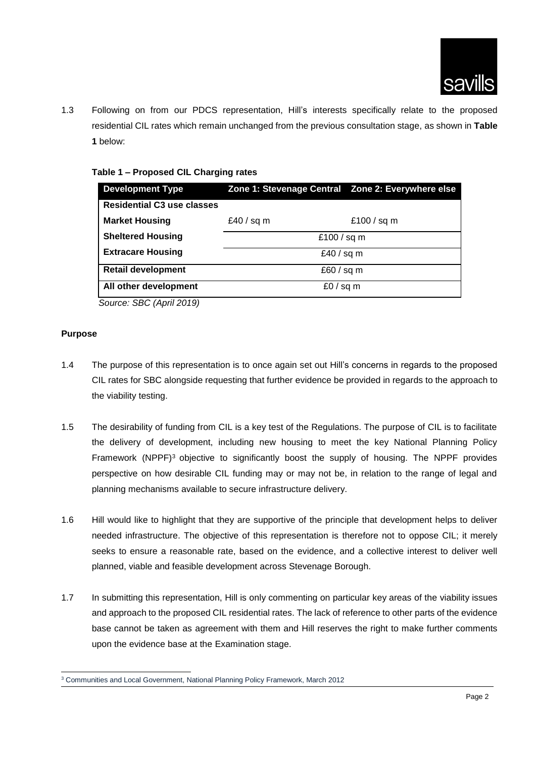1.3 Following on from our PDCS representation, Hill's interests specifically relate to the proposed residential CIL rates which remain unchanged from the previous consultation stage, as shown in **Table 1** below:

**Table 1 – Proposed CIL Charging rates**

| Development Type | Zone 1: Stevenage Central | Zone 2: Everywhere else |
|---|---|---|
| **Residential C3 use classes** | | |
| **Market Housing** | £40 / sq m | £100 / sq m |
| **Sheltered Housing** | £100 / sq m | |
| **Extracare Housing** | £40 / sq m | |
| **Retail development** | £60 / sq m | |
| **All other development** | £0 / sq m | |

*Source: SBC (April 2019)*

**Purpose**

1.4 The purpose of this representation is to once again set out Hill's concerns in regards to the proposed CIL rates for SBC alongside requesting that further evidence be provided in regards to the approach to the viability testing.

1.5 The desirability of funding from CIL is a key test of the Regulations. The purpose of CIL is to facilitate the delivery of development, including new housing to meet the key National Planning Policy Framework (NPPF)[3] objective to significantly boost the supply of housing. The NPPF provides perspective on how desirable CIL funding may or may not be, in relation to the range of legal and planning mechanisms available to secure infrastructure delivery.

1.6 Hill would like to highlight that they are supportive of the principle that development helps to deliver needed infrastructure. The objective of this representation is therefore not to oppose CIL; it merely seeks to ensure a reasonable rate, based on the evidence, and a collective interest to deliver well planned, viable and feasible development across Stevenage Borough.

1.7 In submitting this representation, Hill is only commenting on particular key areas of the viability issues and approach to the proposed CIL residential rates. The lack of reference to other parts of the evidence base cannot be taken as agreement with them and Hill reserves the right to make further comments upon the evidence base at the Examination stage.

[3] Communities and Local Government, National Planning Policy Framework, March 2012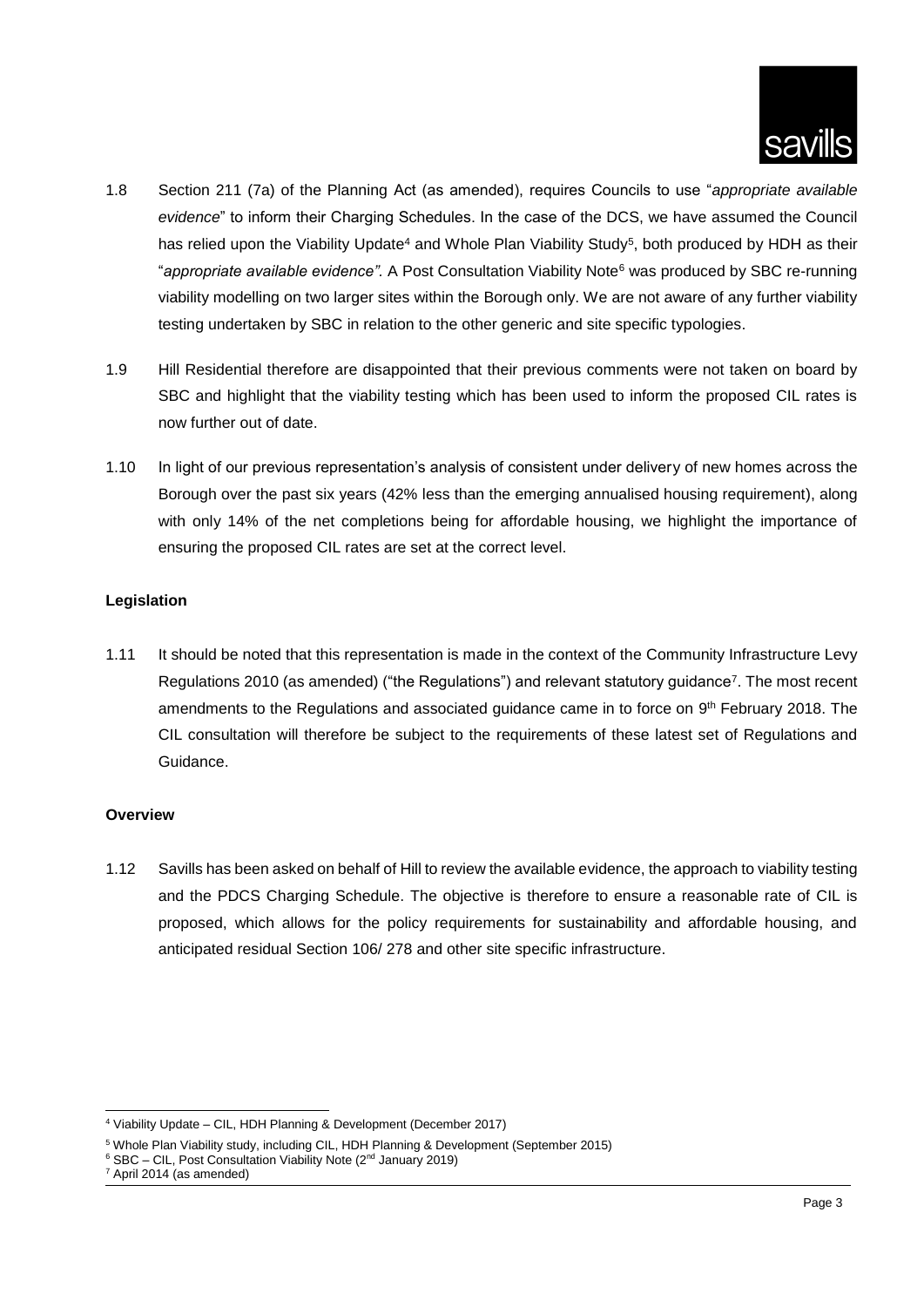1.8 Section 211 (7a) of the Planning Act (as amended), requires Councils to use "*appropriate available evidence*" to inform their Charging Schedules. In the case of the DCS, we have assumed the Council has relied upon the Viability Update[4] and Whole Plan Viability Study[5], both produced by HDH as their "*appropriate available evidence"*. A Post Consultation Viability Note[6] was produced by SBC re-running viability modelling on two larger sites within the Borough only. We are not aware of any further viability testing undertaken by SBC in relation to the other generic and site specific typologies.

1.9 Hill Residential therefore are disappointed that their previous comments were not taken on board by SBC and highlight that the viability testing which has been used to inform the proposed CIL rates is now further out of date.

1.10 In light of our previous representation's analysis of consistent under delivery of new homes across the Borough over the past six years (42% less than the emerging annualised housing requirement), along with only 14% of the net completions being for affordable housing, we highlight the importance of ensuring the proposed CIL rates are set at the correct level.

**Legislation**

1.11 It should be noted that this representation is made in the context of the Community Infrastructure Levy Regulations 2010 (as amended) ("the Regulations") and relevant statutory guidance[7]. The most recent amendments to the Regulations and associated guidance came in to force on 9th February 2018. The CIL consultation will therefore be subject to the requirements of these latest set of Regulations and Guidance.

**Overview**

1.12 Savills has been asked on behalf of Hill to review the available evidence, the approach to viability testing and the PDCS Charging Schedule. The objective is therefore to ensure a reasonable rate of CIL is proposed, which allows for the policy requirements for sustainability and affordable housing, and anticipated residual Section 106/ 278 and other site specific infrastructure.

[4] Viability Update – CIL, HDH Planning & Development (December 2017)

[5] Whole Plan Viability study, including CIL, HDH Planning & Development (September 2015)

[6] SBC – CIL, Post Consultation Viability Note (2nd January 2019)

[7] April 2014 (as amended)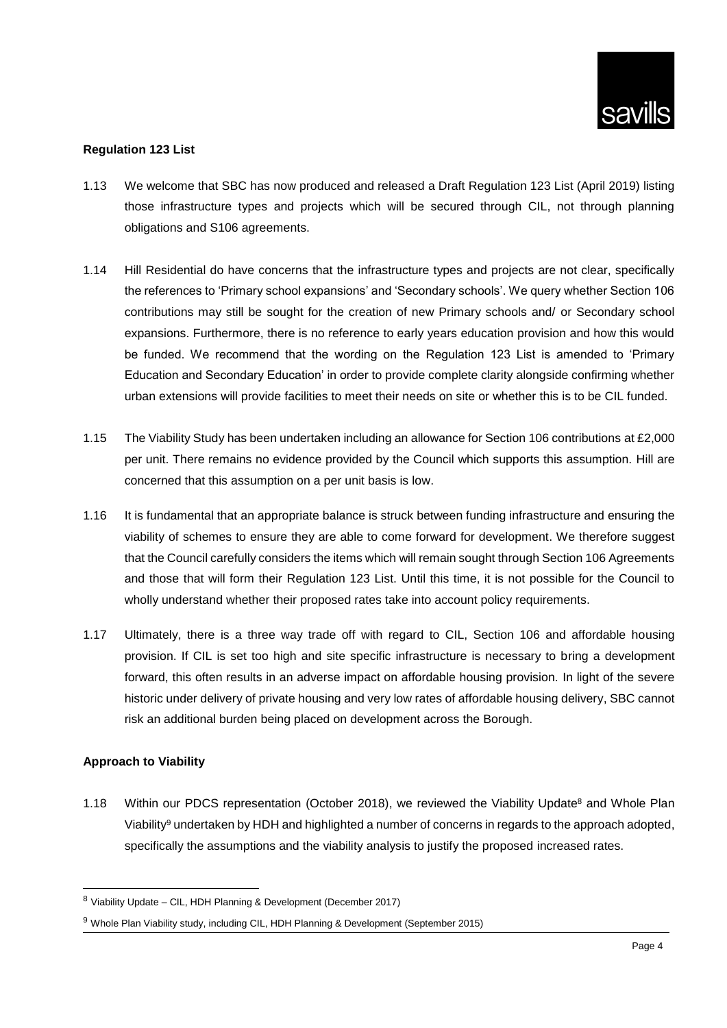**Regulation 123 List**

1.13 We welcome that SBC has now produced and released a Draft Regulation 123 List (April 2019) listing those infrastructure types and projects which will be secured through CIL, not through planning obligations and S106 agreements.

1.14 Hill Residential do have concerns that the infrastructure types and projects are not clear, specifically the references to 'Primary school expansions' and 'Secondary schools'. We query whether Section 106 contributions may still be sought for the creation of new Primary schools and/ or Secondary school expansions. Furthermore, there is no reference to early years education provision and how this would be funded. We recommend that the wording on the Regulation 123 List is amended to 'Primary Education and Secondary Education' in order to provide complete clarity alongside confirming whether urban extensions will provide facilities to meet their needs on site or whether this is to be CIL funded.

1.15 The Viability Study has been undertaken including an allowance for Section 106 contributions at £2,000 per unit. There remains no evidence provided by the Council which supports this assumption. Hill are concerned that this assumption on a per unit basis is low.

1.16 It is fundamental that an appropriate balance is struck between funding infrastructure and ensuring the viability of schemes to ensure they are able to come forward for development. We therefore suggest that the Council carefully considers the items which will remain sought through Section 106 Agreements and those that will form their Regulation 123 List. Until this time, it is not possible for the Council to wholly understand whether their proposed rates take into account policy requirements.

1.17 Ultimately, there is a three way trade off with regard to CIL, Section 106 and affordable housing provision. If CIL is set too high and site specific infrastructure is necessary to bring a development forward, this often results in an adverse impact on affordable housing provision. In light of the severe historic under delivery of private housing and very low rates of affordable housing delivery, SBC cannot risk an additional burden being placed on development across the Borough.

**Approach to Viability**

1.18 Within our PDCS representation (October 2018), we reviewed the Viability Update[8] and Whole Plan Viability[9] undertaken by HDH and highlighted a number of concerns in regards to the approach adopted, specifically the assumptions and the viability analysis to justify the proposed increased rates.

[8] Viability Update – CIL, HDH Planning & Development (December 2017)

[9] Whole Plan Viability study, including CIL, HDH Planning & Development (September 2015)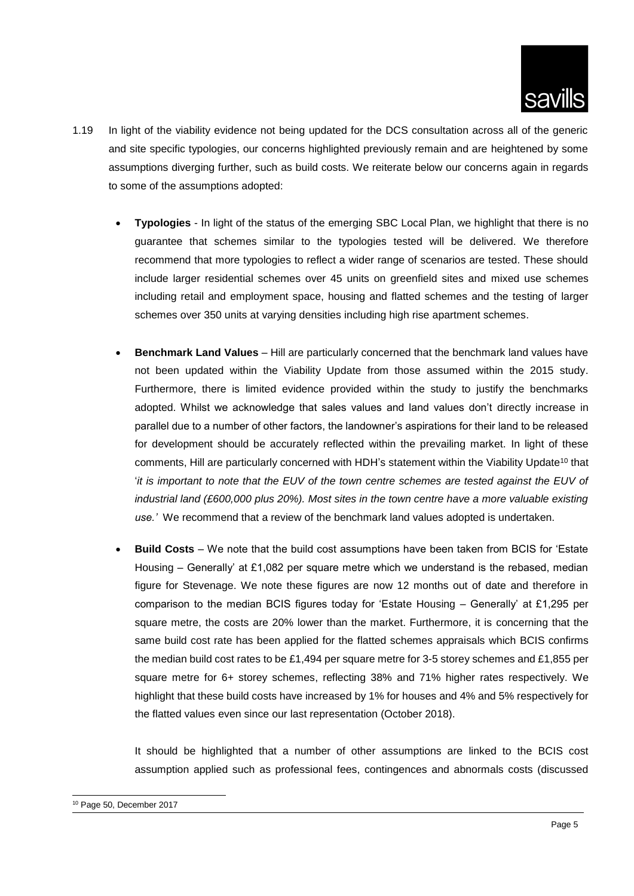1.19 In light of the viability evidence not being updated for the DCS consultation across all of the generic and site specific typologies, our concerns highlighted previously remain and are heightened by some assumptions diverging further, such as build costs. We reiterate below our concerns again in regards to some of the assumptions adopted:

- **Typologies** - In light of the status of the emerging SBC Local Plan, we highlight that there is no guarantee that schemes similar to the typologies tested will be delivered. We therefore recommend that more typologies to reflect a wider range of scenarios are tested. These should include larger residential schemes over 45 units on greenfield sites and mixed use schemes including retail and employment space, housing and flatted schemes and the testing of larger schemes over 350 units at varying densities including high rise apartment schemes.

- **Benchmark Land Values** – Hill are particularly concerned that the benchmark land values have not been updated within the Viability Update from those assumed within the 2015 study. Furthermore, there is limited evidence provided within the study to justify the benchmarks adopted. Whilst we acknowledge that sales values and land values don't directly increase in parallel due to a number of other factors, the landowner's aspirations for their land to be released for development should be accurately reflected within the prevailing market. In light of these comments, Hill are particularly concerned with HDH's statement within the Viability Update[10] that '*it is important to note that the EUV of the town centre schemes are tested against the EUV of industrial land (£600,000 plus 20%). Most sites in the town centre have a more valuable existing use.'* We recommend that a review of the benchmark land values adopted is undertaken.

- **Build Costs** – We note that the build cost assumptions have been taken from BCIS for 'Estate Housing – Generally' at £1,082 per square metre which we understand is the rebased, median figure for Stevenage. We note these figures are now 12 months out of date and therefore in comparison to the median BCIS figures today for 'Estate Housing – Generally' at £1,295 per square metre, the costs are 20% lower than the market. Furthermore, it is concerning that the same build cost rate has been applied for the flatted schemes appraisals which BCIS confirms the median build cost rates to be £1,494 per square metre for 3-5 storey schemes and £1,855 per square metre for 6+ storey schemes, reflecting 38% and 71% higher rates respectively. We highlight that these build costs have increased by 1% for houses and 4% and 5% respectively for the flatted values even since our last representation (October 2018).

  It should be highlighted that a number of other assumptions are linked to the BCIS cost assumption applied such as professional fees, contingences and abnormals costs (discussed

[10] Page 50, December 2017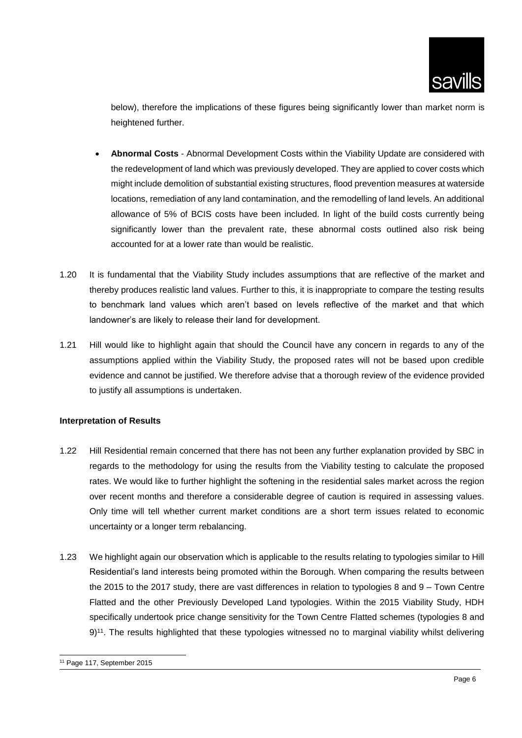below), therefore the implications of these figures being significantly lower than market norm is heightened further.

- **Abnormal Costs** - Abnormal Development Costs within the Viability Update are considered with the redevelopment of land which was previously developed. They are applied to cover costs which might include demolition of substantial existing structures, flood prevention measures at waterside locations, remediation of any land contamination, and the remodelling of land levels. An additional allowance of 5% of BCIS costs have been included. In light of the build costs currently being significantly lower than the prevalent rate, these abnormal costs outlined also risk being accounted for at a lower rate than would be realistic.

1.20 It is fundamental that the Viability Study includes assumptions that are reflective of the market and thereby produces realistic land values. Further to this, it is inappropriate to compare the testing results to benchmark land values which aren't based on levels reflective of the market and that which landowner's are likely to release their land for development.

1.21 Hill would like to highlight again that should the Council have any concern in regards to any of the assumptions applied within the Viability Study, the proposed rates will not be based upon credible evidence and cannot be justified. We therefore advise that a thorough review of the evidence provided to justify all assumptions is undertaken.

**Interpretation of Results**

1.22 Hill Residential remain concerned that there has not been any further explanation provided by SBC in regards to the methodology for using the results from the Viability testing to calculate the proposed rates. We would like to further highlight the softening in the residential sales market across the region over recent months and therefore a considerable degree of caution is required in assessing values. Only time will tell whether current market conditions are a short term issues related to economic uncertainty or a longer term rebalancing.

1.23 We highlight again our observation which is applicable to the results relating to typologies similar to Hill Residential's land interests being promoted within the Borough. When comparing the results between the 2015 to the 2017 study, there are vast differences in relation to typologies 8 and 9 – Town Centre Flatted and the other Previously Developed Land typologies. Within the 2015 Viability Study, HDH specifically undertook price change sensitivity for the Town Centre Flatted schemes (typologies 8 and 9)[11]. The results highlighted that these typologies witnessed no to marginal viability whilst delivering

[11] Page 117, September 2015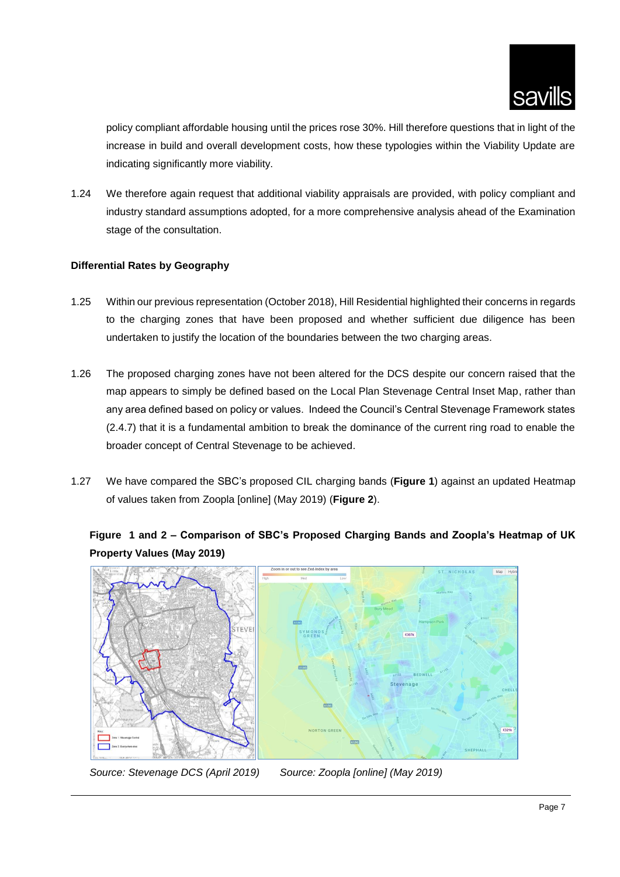policy compliant affordable housing until the prices rose 30%. Hill therefore questions that in light of the increase in build and overall development costs, how these typologies within the Viability Update are indicating significantly more viability.

1.24 We therefore again request that additional viability appraisals are provided, with policy compliant and industry standard assumptions adopted, for a more comprehensive analysis ahead of the Examination stage of the consultation.

**Differential Rates by Geography**

1.25 Within our previous representation (October 2018), Hill Residential highlighted their concerns in regards to the charging zones that have been proposed and whether sufficient due diligence has been undertaken to justify the location of the boundaries between the two charging areas.

1.26 The proposed charging zones have not been altered for the DCS despite our concern raised that the map appears to simply be defined based on the Local Plan Stevenage Central Inset Map, rather than any area defined based on policy or values. Indeed the Council's Central Stevenage Framework states (2.4.7) that it is a fundamental ambition to break the dominance of the current ring road to enable the broader concept of Central Stevenage to be achieved.

1.27 We have compared the SBC's proposed CIL charging bands (**Figure 1**) against an updated Heatmap of values taken from Zoopla [online] (May 2019) (**Figure 2**).

**Figure 1 and 2 – Comparison of SBC's Proposed Charging Bands and Zoopla's Heatmap of UK Property Values (May 2019)**

*Source: Stevenage DCS (April 2019)* *Source: Zoopla [online] (May 2019)*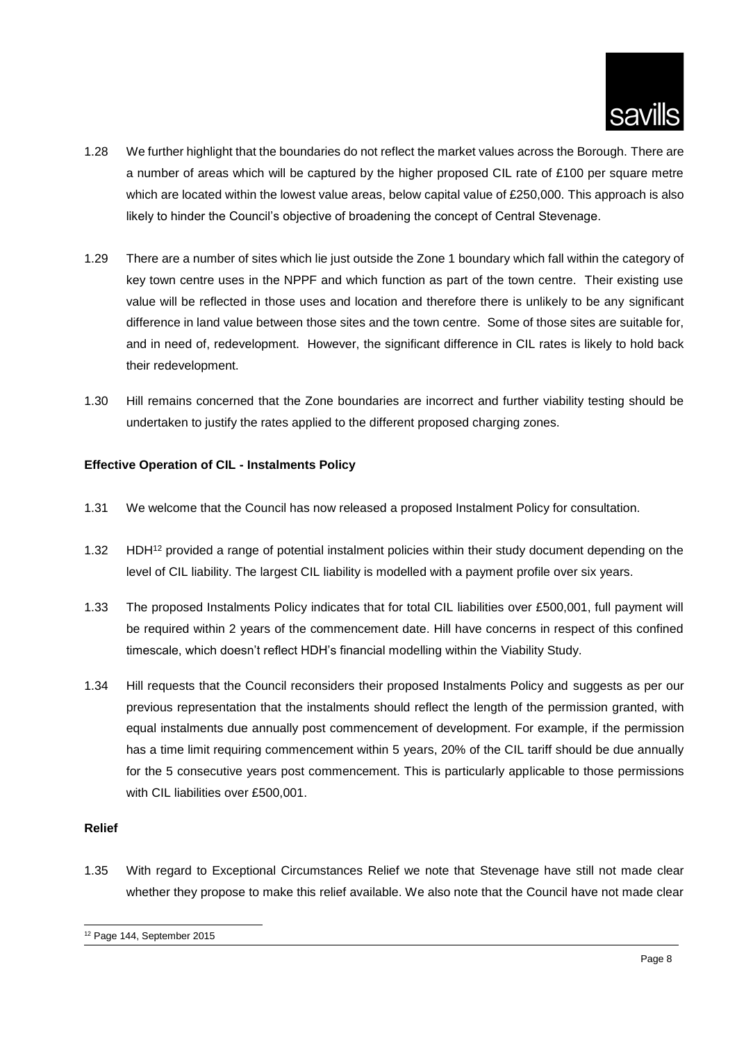1.28 We further highlight that the boundaries do not reflect the market values across the Borough. There are a number of areas which will be captured by the higher proposed CIL rate of £100 per square metre which are located within the lowest value areas, below capital value of £250,000. This approach is also likely to hinder the Council's objective of broadening the concept of Central Stevenage.

1.29 There are a number of sites which lie just outside the Zone 1 boundary which fall within the category of key town centre uses in the NPPF and which function as part of the town centre. Their existing use value will be reflected in those uses and location and therefore there is unlikely to be any significant difference in land value between those sites and the town centre. Some of those sites are suitable for, and in need of, redevelopment. However, the significant difference in CIL rates is likely to hold back their redevelopment.

1.30 Hill remains concerned that the Zone boundaries are incorrect and further viability testing should be undertaken to justify the rates applied to the different proposed charging zones.

**Effective Operation of CIL - Instalments Policy**

1.31 We welcome that the Council has now released a proposed Instalment Policy for consultation.

1.32 HDH[12] provided a range of potential instalment policies within their study document depending on the level of CIL liability. The largest CIL liability is modelled with a payment profile over six years.

1.33 The proposed Instalments Policy indicates that for total CIL liabilities over £500,001, full payment will be required within 2 years of the commencement date. Hill have concerns in respect of this confined timescale, which doesn't reflect HDH's financial modelling within the Viability Study.

1.34 Hill requests that the Council reconsiders their proposed Instalments Policy and suggests as per our previous representation that the instalments should reflect the length of the permission granted, with equal instalments due annually post commencement of development. For example, if the permission has a time limit requiring commencement within 5 years, 20% of the CIL tariff should be due annually for the 5 consecutive years post commencement. This is particularly applicable to those permissions with CIL liabilities over £500,001.

**Relief**

1.35 With regard to Exceptional Circumstances Relief we note that Stevenage have still not made clear whether they propose to make this relief available. We also note that the Council have not made clear

[12] Page 144, September 2015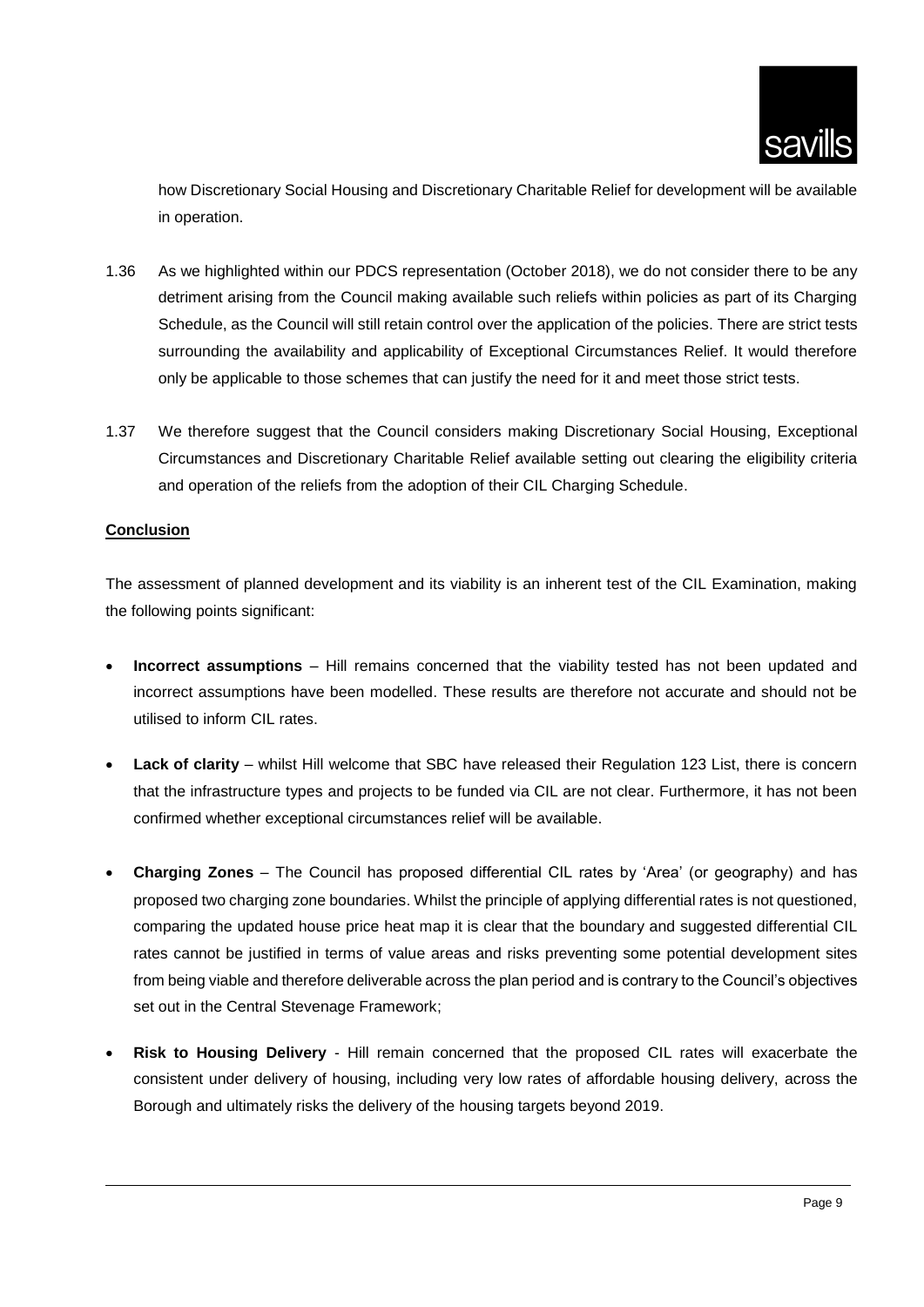how Discretionary Social Housing and Discretionary Charitable Relief for development will be available in operation.

1.36 As we highlighted within our PDCS representation (October 2018), we do not consider there to be any detriment arising from the Council making available such reliefs within policies as part of its Charging Schedule, as the Council will still retain control over the application of the policies. There are strict tests surrounding the availability and applicability of Exceptional Circumstances Relief. It would therefore only be applicable to those schemes that can justify the need for it and meet those strict tests.

1.37 We therefore suggest that the Council considers making Discretionary Social Housing, Exceptional Circumstances and Discretionary Charitable Relief available setting out clearing the eligibility criteria and operation of the reliefs from the adoption of their CIL Charging Schedule.

**Conclusion**

The assessment of planned development and its viability is an inherent test of the CIL Examination, making the following points significant:

- **Incorrect assumptions** – Hill remains concerned that the viability tested has not been updated and incorrect assumptions have been modelled. These results are therefore not accurate and should not be utilised to inform CIL rates.

- **Lack of clarity** – whilst Hill welcome that SBC have released their Regulation 123 List, there is concern that the infrastructure types and projects to be funded via CIL are not clear. Furthermore, it has not been confirmed whether exceptional circumstances relief will be available.

- **Charging Zones** – The Council has proposed differential CIL rates by 'Area' (or geography) and has proposed two charging zone boundaries. Whilst the principle of applying differential rates is not questioned, comparing the updated house price heat map it is clear that the boundary and suggested differential CIL rates cannot be justified in terms of value areas and risks preventing some potential development sites from being viable and therefore deliverable across the plan period and is contrary to the Council's objectives set out in the Central Stevenage Framework;

- **Risk to Housing Delivery** - Hill remain concerned that the proposed CIL rates will exacerbate the consistent under delivery of housing, including very low rates of affordable housing delivery, across the Borough and ultimately risks the delivery of the housing targets beyond 2019.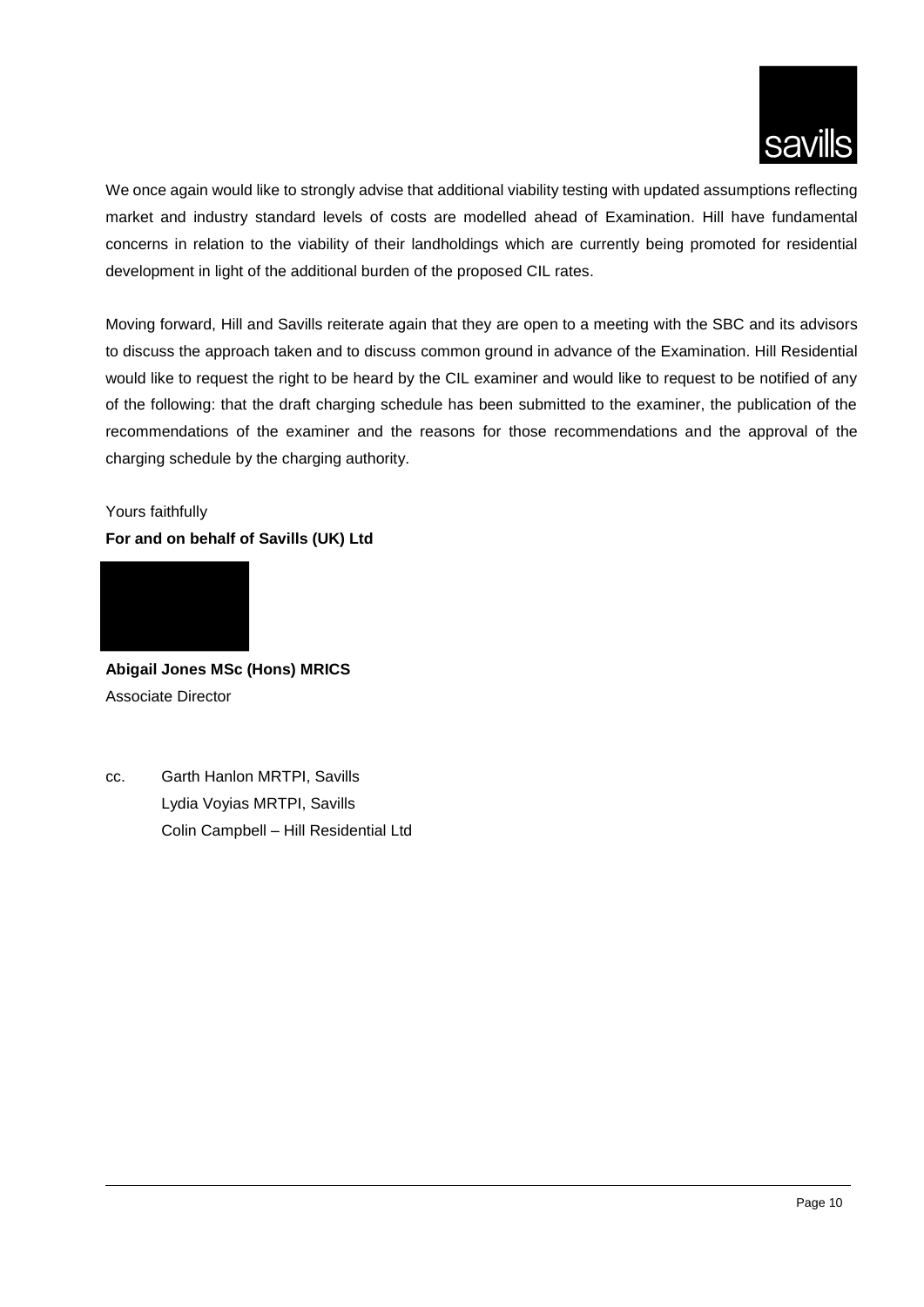We once again would like to strongly advise that additional viability testing with updated assumptions reflecting market and industry standard levels of costs are modelled ahead of Examination. Hill have fundamental concerns in relation to the viability of their landholdings which are currently being promoted for residential development in light of the additional burden of the proposed CIL rates.

Moving forward, Hill and Savills reiterate again that they are open to a meeting with the SBC and its advisors to discuss the approach taken and to discuss common ground in advance of the Examination. Hill Residential would like to request the right to be heard by the CIL examiner and would like to request to be notified of any of the following: that the draft charging schedule has been submitted to the examiner, the publication of the recommendations of the examiner and the reasons for those recommendations and the approval of the charging schedule by the charging authority.

Yours faithfully

**For and on behalf of Savills (UK) Ltd**

**Abigail Jones MSc (Hons) MRICS**

Associate Director

cc. Garth Hanlon MRTPI, Savills

Lydia Voyias MRTPI, Savills

Colin Campbell – Hill Residential Ltd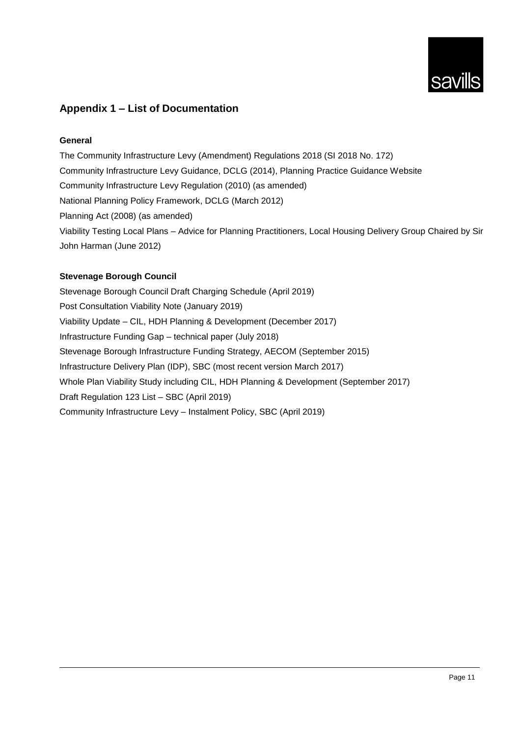## Appendix 1 – List of Documentation

**General**

The Community Infrastructure Levy (Amendment) Regulations 2018 (SI 2018 No. 172)
Community Infrastructure Levy Guidance, DCLG (2014), Planning Practice Guidance Website
Community Infrastructure Levy Regulation (2010) (as amended)
National Planning Policy Framework, DCLG (March 2012)
Planning Act (2008) (as amended)
Viability Testing Local Plans – Advice for Planning Practitioners, Local Housing Delivery Group Chaired by Sir John Harman (June 2012)

**Stevenage Borough Council**

Stevenage Borough Council Draft Charging Schedule (April 2019)
Post Consultation Viability Note (January 2019)
Viability Update – CIL, HDH Planning & Development (December 2017)
Infrastructure Funding Gap – technical paper (July 2018)
Stevenage Borough Infrastructure Funding Strategy, AECOM (September 2015)
Infrastructure Delivery Plan (IDP), SBC (most recent version March 2017)
Whole Plan Viability Study including CIL, HDH Planning & Development (September 2017)
Draft Regulation 123 List – SBC (April 2019)
Community Infrastructure Levy – Instalment Policy, SBC (April 2019)